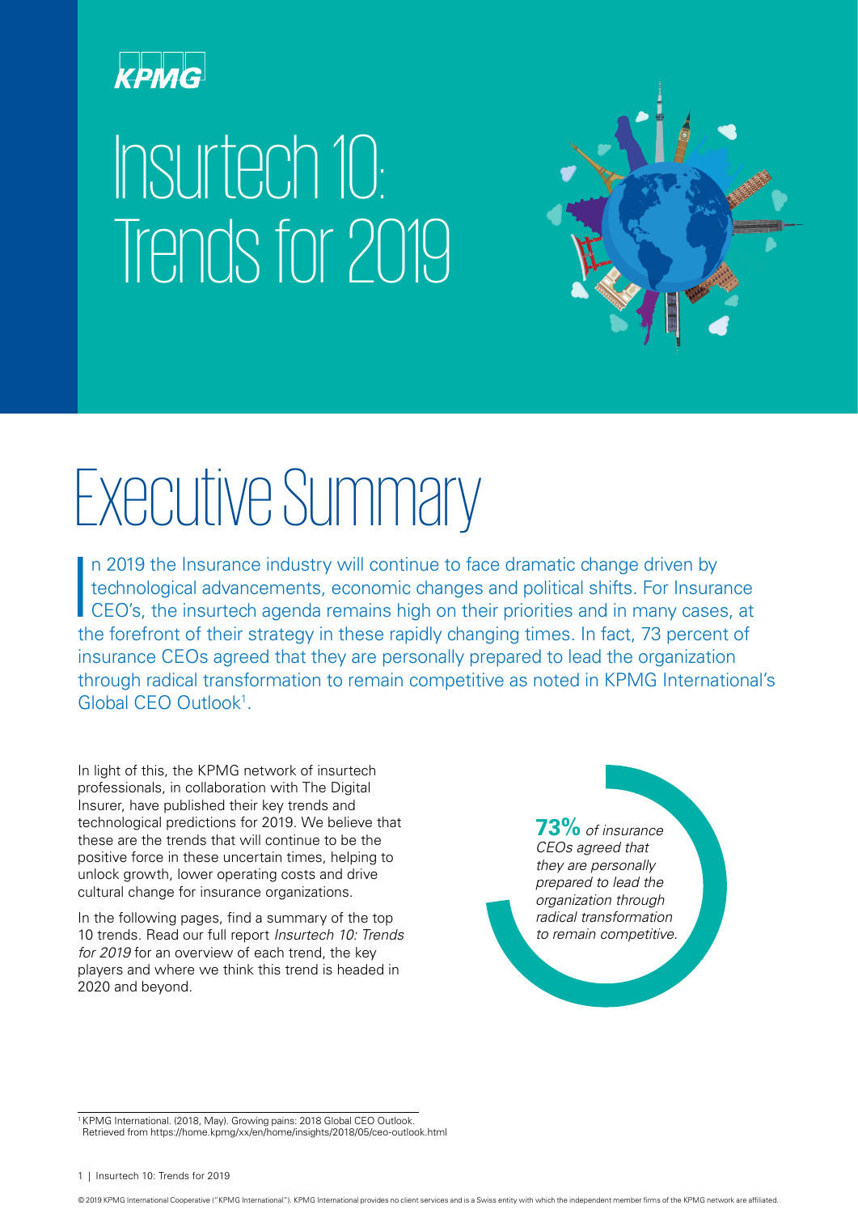KPMG

# Insurtech 10: Trends for 2019

## Executive Summary

In 2019 the Insurance industry will continue to face dramatic change driven by technological advancements, economic changes and political shifts. For Insurance CEO's, the insurtech agenda remains high on their priorities and in many cases, at the forefront of their strategy in these rapidly changing times. In fact, 73 percent of insurance CEOs agreed that they are personally prepared to lead the organization through radical transformation to remain competitive as noted in KPMG International's Global CEO Outlook[1].

In light of this, the KPMG network of insurtech professionals, in collaboration with The Digital Insurer, have published their key trends and technological predictions for 2019. We believe that these are the trends that will continue to be the positive force in these uncertain times, helping to unlock growth, lower operating costs and drive cultural change for insurance organizations.

In the following pages, find a summary of the top 10 trends. Read our full report *Insurtech 10: Trends for 2019* for an overview of each trend, the key players and where we think this trend is headed in 2020 and beyond.

**73%** *of insurance CEOs agreed that they are personally prepared to lead the organization through radical transformation to remain competitive.*

[1] KPMG International. (2018, May). Growing pains: 2018 Global CEO Outlook. Retrieved from https://home.kpmg/xx/en/home/insights/2018/05/ceo-outlook.html

© 2019 KPMG International Cooperative ("KPMG International"). KPMG International provides no client services and is a Swiss entity with which the independent member firms of the KPMG network are affiliated.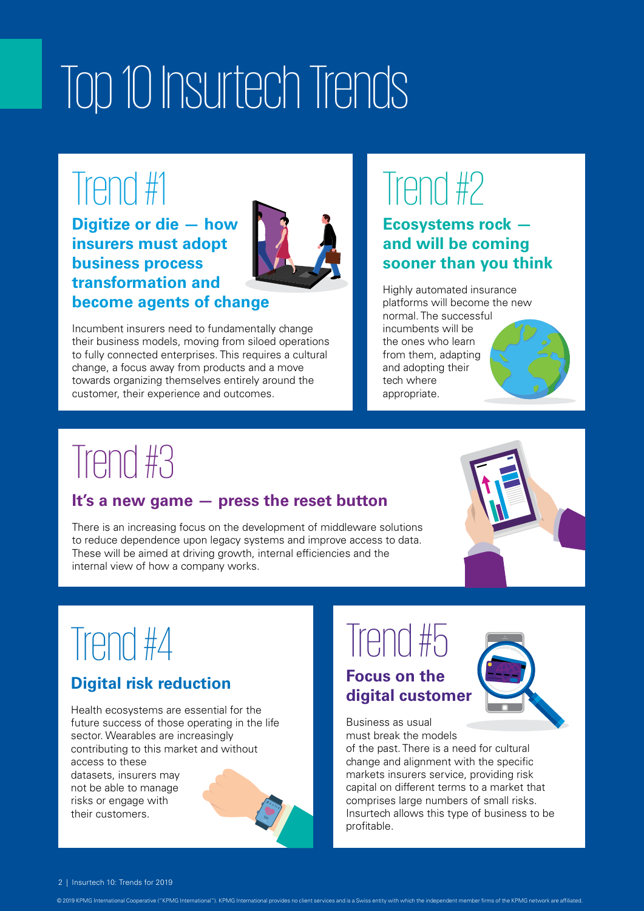# Top 10 Insurtech Trends

## Trend #1

### Digitize or die — how insurers must adopt business process transformation and become agents of change

Incumbent insurers need to fundamentally change their business models, moving from siloed operations to fully connected enterprises. This requires a cultural change, a focus away from products and a move towards organizing themselves entirely around the customer, their experience and outcomes.

## Trend #2

### Ecosystems rock — and will be coming sooner than you think

Highly automated insurance platforms will become the new normal. The successful incumbents will be the ones who learn from them, adapting and adopting their tech where appropriate.

## Trend #3

### It's a new game — press the reset button

There is an increasing focus on the development of middleware solutions to reduce dependence upon legacy systems and improve access to data. These will be aimed at driving growth, internal efficiencies and the internal view of how a company works.

## Trend #4

### Digital risk reduction

Health ecosystems are essential for the future success of those operating in the life sector. Wearables are increasingly contributing to this market and without access to these datasets, insurers may not be able to manage risks or engage with their customers.

## Trend #5

### Focus on the digital customer

Business as usual must break the models of the past. There is a need for cultural change and alignment with the specific markets insurers service, providing risk capital on different terms to a market that comprises large numbers of small risks. Insurtech allows this type of business to be profitable.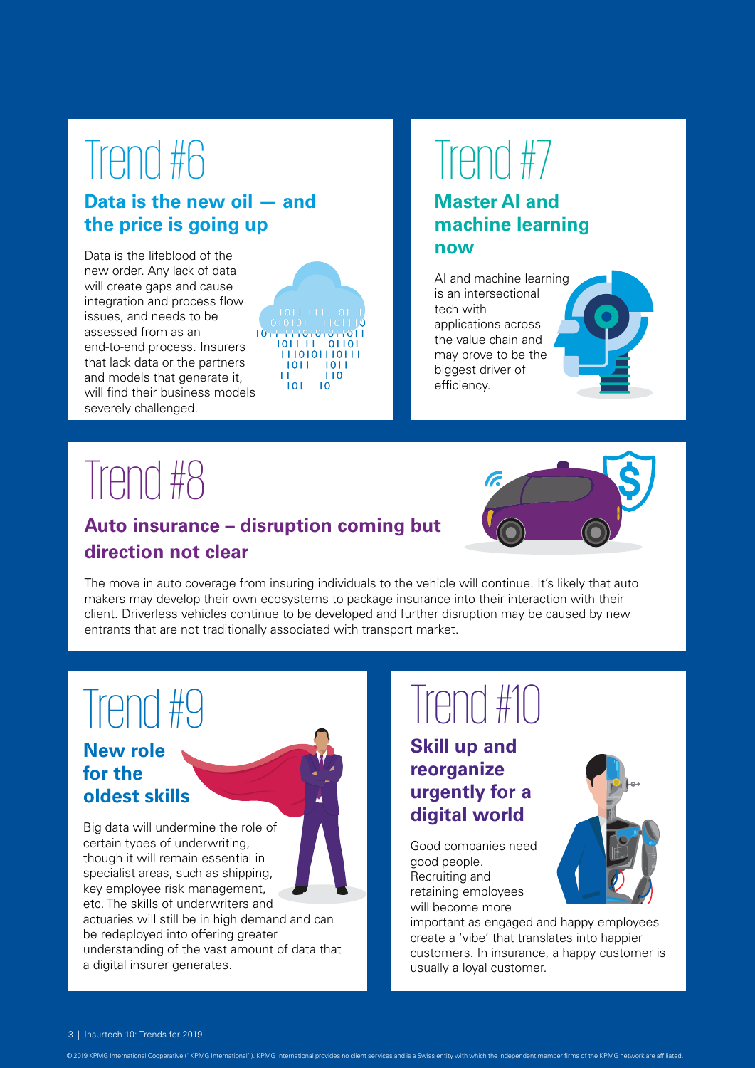# Trend #6

## Data is the new oil — and the price is going up

Data is the lifeblood of the new order. Any lack of data will create gaps and cause integration and process flow issues, and needs to be assessed from as an end-to-end process. Insurers that lack data or the partners and models that generate it, will find their business models severely challenged.

# Trend #7

## Master AI and machine learning now

AI and machine learning is an intersectional tech with applications across the value chain and may prove to be the biggest driver of efficiency.

# Trend #8

## Auto insurance – disruption coming but direction not clear

The move in auto coverage from insuring individuals to the vehicle will continue. It's likely that auto makers may develop their own ecosystems to package insurance into their interaction with their client. Driverless vehicles continue to be developed and further disruption may be caused by new entrants that are not traditionally associated with transport market.

# Trend #9

## New role for the oldest skills

Big data will undermine the role of certain types of underwriting, though it will remain essential in specialist areas, such as shipping, key employee risk management, etc. The skills of underwriters and actuaries will still be in high demand and can be redeployed into offering greater understanding of the vast amount of data that a digital insurer generates.

# Trend #10

## Skill up and reorganize urgently for a digital world

Good companies need good people. Recruiting and retaining employees will become more important as engaged and happy employees create a 'vibe' that translates into happier customers. In insurance, a happy customer is usually a loyal customer.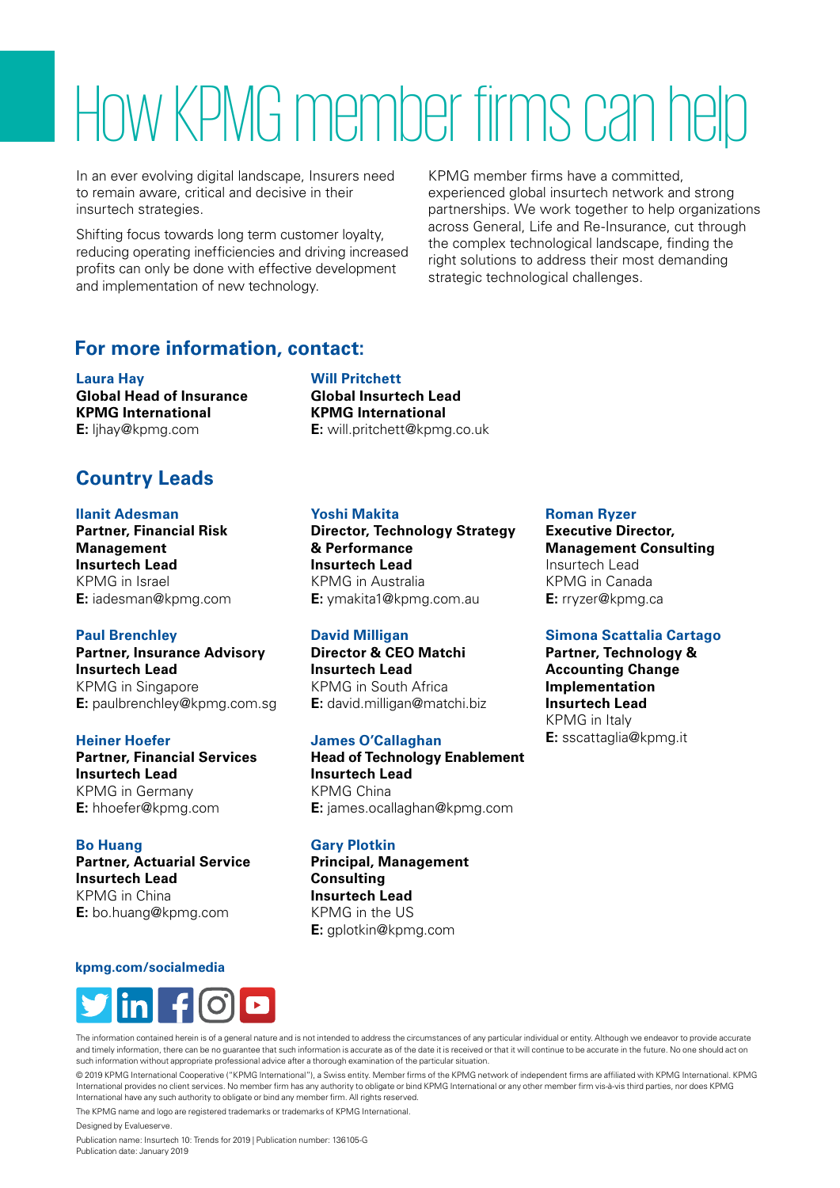# How KPMG member firms can help

In an ever evolving digital landscape, Insurers need to remain aware, critical and decisive in their insurtech strategies.

Shifting focus towards long term customer loyalty, reducing operating inefficiencies and driving increased profits can only be done with effective development and implementation of new technology.

KPMG member firms have a committed, experienced global insurtech network and strong partnerships. We work together to help organizations across General, Life and Re-Insurance, cut through the complex technological landscape, finding the right solutions to address their most demanding strategic technological challenges.

## For more information, contact:

**Laura Hay**
**Global Head of Insurance**
**KPMG International**
**E:** ljhay@kpmg.com

**Will Pritchett**
**Global Insurtech Lead**
**KPMG International**
**E:** will.pritchett@kpmg.co.uk

## Country Leads

**Ilanit Adesman**
**Partner, Financial Risk Management**
**Insurtech Lead**
KPMG in Israel
**E:** iadesman@kpmg.com

**Paul Brenchley**
**Partner, Insurance Advisory**
**Insurtech Lead**
KPMG in Singapore
**E:** paulbrenchley@kpmg.com.sg

**Heiner Hoefer**
**Partner, Financial Services**
**Insurtech Lead**
KPMG in Germany
**E:** hhoefer@kpmg.com

**Bo Huang**
**Partner, Actuarial Service**
**Insurtech Lead**
KPMG in China
**E:** bo.huang@kpmg.com

**Yoshi Makita**
**Director, Technology Strategy & Performance**
**Insurtech Lead**
KPMG in Australia
**E:** ymakita1@kpmg.com.au

**David Milligan**
**Director & CEO Matchi**
**Insurtech Lead**
KPMG in South Africa
**E:** david.milligan@matchi.biz

**James O'Callaghan**
**Head of Technology Enablement**
**Insurtech Lead**
KPMG China
**E:** james.ocallaghan@kpmg.com

**Gary Plotkin**
**Principal, Management Consulting**
**Insurtech Lead**
KPMG in the US
**E:** gplotkin@kpmg.com

**Roman Ryzer**
**Executive Director, Management Consulting**
Insurtech Lead
KPMG in Canada
**E:** rryzer@kpmg.ca

**Simona Scattalia Cartago**
**Partner, Technology & Accounting Change Implementation**
**Insurtech Lead**
KPMG in Italy
**E:** sscattaglia@kpmg.it

**kpmg.com/socialmedia**

The information contained herein is of a general nature and is not intended to address the circumstances of any particular individual or entity. Although we endeavor to provide accurate and timely information, there can be no guarantee that such information is accurate as of the date it is received or that it will continue to be accurate in the future. No one should act on such information without appropriate professional advice after a thorough examination of the particular situation.

© 2019 KPMG International Cooperative ("KPMG International"), a Swiss entity. Member firms of the KPMG network of independent firms are affiliated with KPMG International. KPMG International provides no client services. No member firm has any authority to obligate or bind KPMG International or any other member firm vis-à-vis third parties, nor does KPMG International have any such authority to obligate or bind any member firm. All rights reserved.

The KPMG name and logo are registered trademarks or trademarks of KPMG International.

Designed by Evalueserve.

Publication name: Insurtech 10: Trends for 2019 | Publication number: 136105-G
Publication date: January 2019